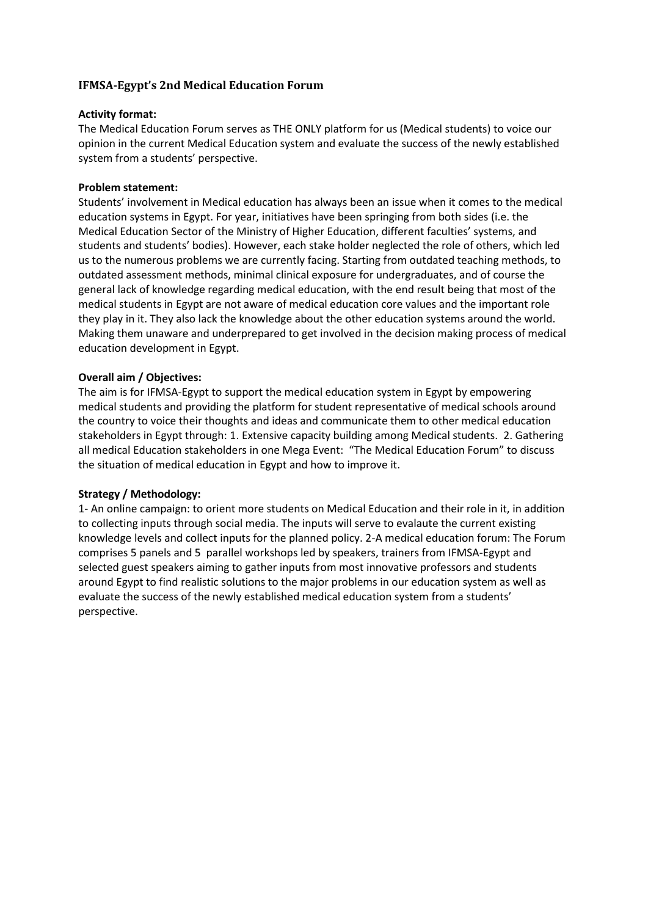## IFMSA-Egypt's 2nd Medical Education Forum

**Activity format:**

The Medical Education Forum serves as THE ONLY platform for us (Medical students) to voice our opinion in the current Medical Education system and evaluate the success of the newly established system from a students' perspective.

**Problem statement:**

Students' involvement in Medical education has always been an issue when it comes to the medical education systems in Egypt. For year, initiatives have been springing from both sides (i.e. the Medical Education Sector of the Ministry of Higher Education, different faculties' systems, and students and students' bodies). However, each stake holder neglected the role of others, which led us to the numerous problems we are currently facing. Starting from outdated teaching methods, to outdated assessment methods, minimal clinical exposure for undergraduates, and of course the general lack of knowledge regarding medical education, with the end result being that most of the medical students in Egypt are not aware of medical education core values and the important role they play in it. They also lack the knowledge about the other education systems around the world. Making them unaware and underprepared to get involved in the decision making process of medical education development in Egypt.

**Overall aim / Objectives:**

The aim is for IFMSA-Egypt to support the medical education system in Egypt by empowering medical students and providing the platform for student representative of medical schools around the country to voice their thoughts and ideas and communicate them to other medical education stakeholders in Egypt through: 1. Extensive capacity building among Medical students. 2. Gathering all medical Education stakeholders in one Mega Event: "The Medical Education Forum" to discuss the situation of medical education in Egypt and how to improve it.

**Strategy / Methodology:**

1- An online campaign: to orient more students on Medical Education and their role in it, in addition to collecting inputs through social media. The inputs will serve to evalaute the current existing knowledge levels and collect inputs for the planned policy. 2-A medical education forum: The Forum comprises 5 panels and 5 parallel workshops led by speakers, trainers from IFMSA-Egypt and selected guest speakers aiming to gather inputs from most innovative professors and students around Egypt to find realistic solutions to the major problems in our education system as well as evaluate the success of the newly established medical education system from a students' perspective.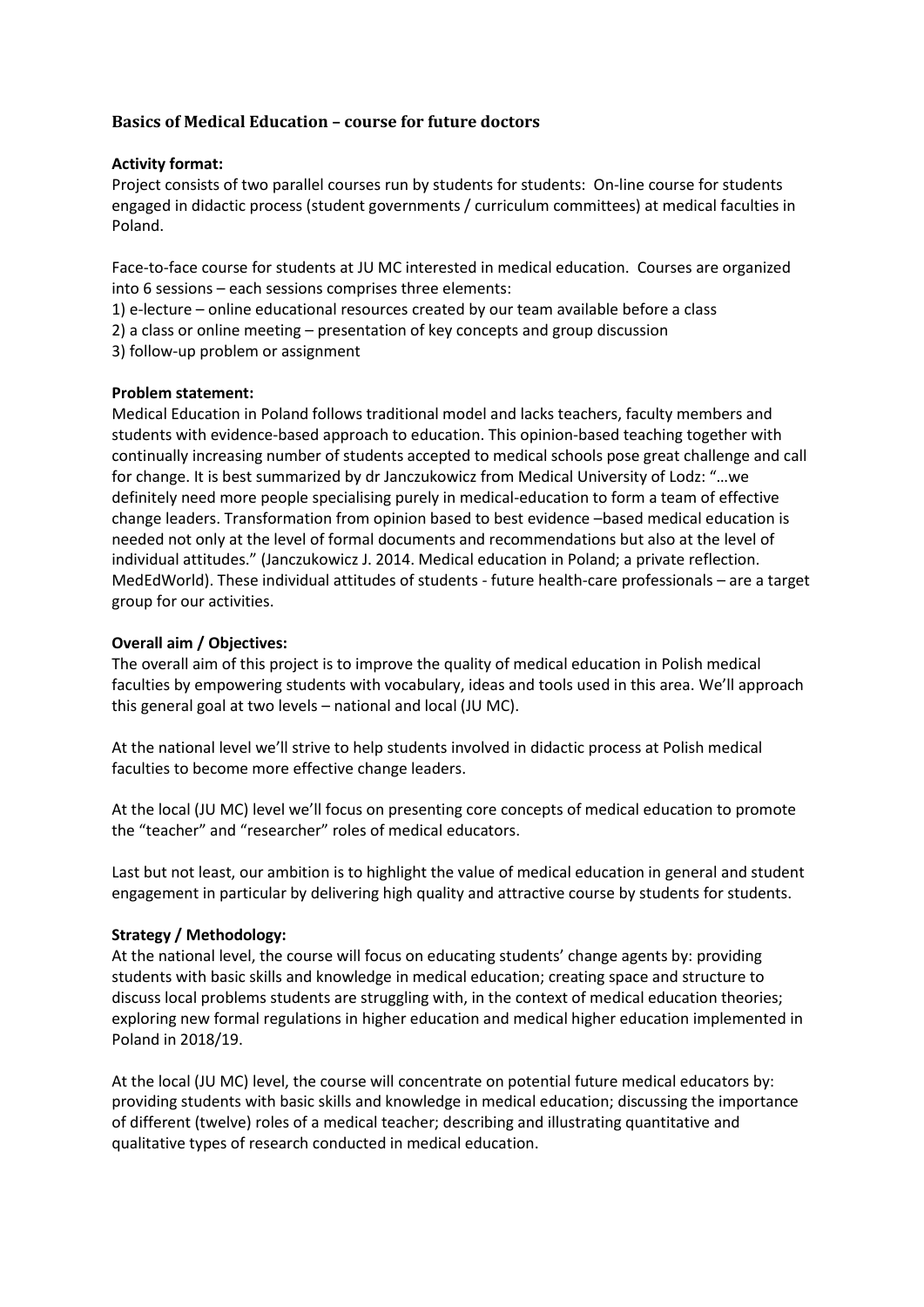### Basics of Medical Education – course for future doctors

**Activity format:**
Project consists of two parallel courses run by students for students: On-line course for students engaged in didactic process (student governments / curriculum committees) at medical faculties in Poland.

Face-to-face course for students at JU MC interested in medical education. Courses are organized into 6 sessions – each sessions comprises three elements:
1) e-lecture – online educational resources created by our team available before a class
2) a class or online meeting – presentation of key concepts and group discussion
3) follow-up problem or assignment

**Problem statement:**
Medical Education in Poland follows traditional model and lacks teachers, faculty members and students with evidence-based approach to education. This opinion-based teaching together with continually increasing number of students accepted to medical schools pose great challenge and call for change. It is best summarized by dr Janczukowicz from Medical University of Lodz: "…we definitely need more people specialising purely in medical-education to form a team of effective change leaders. Transformation from opinion based to best evidence –based medical education is needed not only at the level of formal documents and recommendations but also at the level of individual attitudes." (Janczukowicz J. 2014. Medical education in Poland; a private reflection. MedEdWorld). These individual attitudes of students - future health-care professionals – are a target group for our activities.

**Overall aim / Objectives:**
The overall aim of this project is to improve the quality of medical education in Polish medical faculties by empowering students with vocabulary, ideas and tools used in this area. We'll approach this general goal at two levels – national and local (JU MC).

At the national level we'll strive to help students involved in didactic process at Polish medical faculties to become more effective change leaders.

At the local (JU MC) level we'll focus on presenting core concepts of medical education to promote the "teacher" and "researcher" roles of medical educators.

Last but not least, our ambition is to highlight the value of medical education in general and student engagement in particular by delivering high quality and attractive course by students for students.

**Strategy / Methodology:**
At the national level, the course will focus on educating students' change agents by: providing students with basic skills and knowledge in medical education; creating space and structure to discuss local problems students are struggling with, in the context of medical education theories; exploring new formal regulations in higher education and medical higher education implemented in Poland in 2018/19.

At the local (JU MC) level, the course will concentrate on potential future medical educators by: providing students with basic skills and knowledge in medical education; discussing the importance of different (twelve) roles of a medical teacher; describing and illustrating quantitative and qualitative types of research conducted in medical education.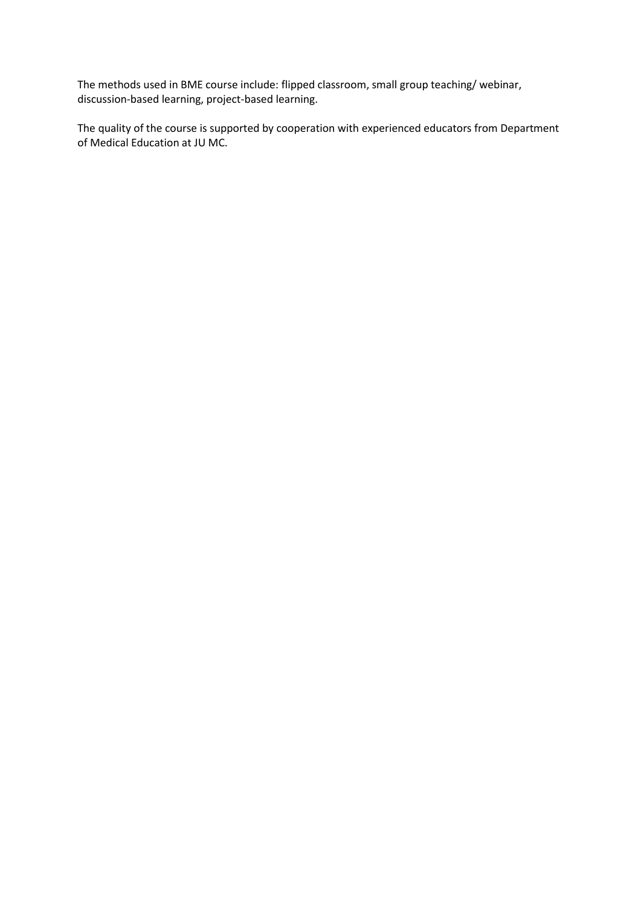The methods used in BME course include: flipped classroom, small group teaching/ webinar, discussion-based learning, project-based learning.

The quality of the course is supported by cooperation with experienced educators from Department of Medical Education at JU MC.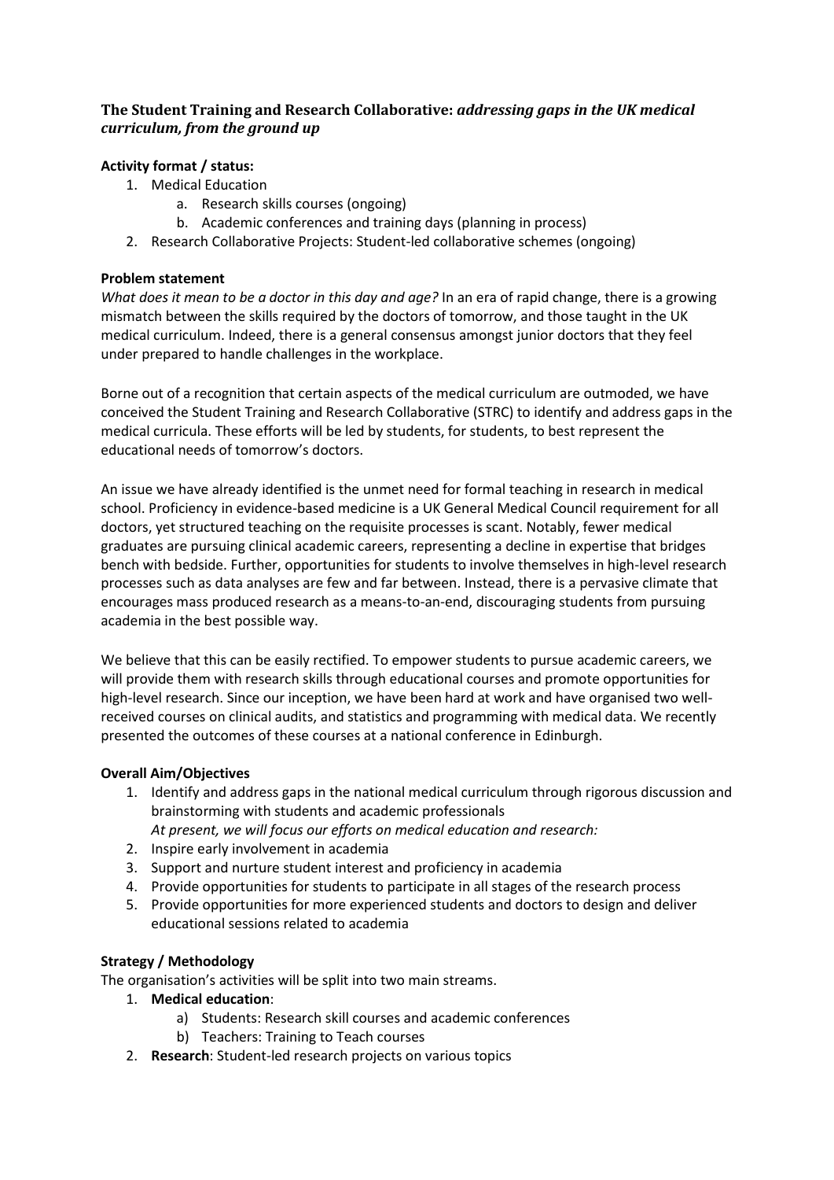### **The Student Training and Research Collaborative:** ***addressing gaps in the UK medical curriculum, from the ground up***

**Activity format / status:**

1. Medical Education
    a. Research skills courses (ongoing)
    b. Academic conferences and training days (planning in process)
2. Research Collaborative Projects: Student-led collaborative schemes (ongoing)

**Problem statement**

*What does it mean to be a doctor in this day and age?* In an era of rapid change, there is a growing mismatch between the skills required by the doctors of tomorrow, and those taught in the UK medical curriculum. Indeed, there is a general consensus amongst junior doctors that they feel under prepared to handle challenges in the workplace.

Borne out of a recognition that certain aspects of the medical curriculum are outmoded, we have conceived the Student Training and Research Collaborative (STRC) to identify and address gaps in the medical curricula. These efforts will be led by students, for students, to best represent the educational needs of tomorrow's doctors.

An issue we have already identified is the unmet need for formal teaching in research in medical school. Proficiency in evidence-based medicine is a UK General Medical Council requirement for all doctors, yet structured teaching on the requisite processes is scant. Notably, fewer medical graduates are pursuing clinical academic careers, representing a decline in expertise that bridges bench with bedside. Further, opportunities for students to involve themselves in high-level research processes such as data analyses are few and far between. Instead, there is a pervasive climate that encourages mass produced research as a means-to-an-end, discouraging students from pursuing academia in the best possible way.

We believe that this can be easily rectified. To empower students to pursue academic careers, we will provide them with research skills through educational courses and promote opportunities for high-level research. Since our inception, we have been hard at work and have organised two well-received courses on clinical audits, and statistics and programming with medical data. We recently presented the outcomes of these courses at a national conference in Edinburgh.

**Overall Aim/Objectives**

1. Identify and address gaps in the national medical curriculum through rigorous discussion and brainstorming with students and academic professionals
   *At present, we will focus our efforts on medical education and research:*
2. Inspire early involvement in academia
3. Support and nurture student interest and proficiency in academia
4. Provide opportunities for students to participate in all stages of the research process
5. Provide opportunities for more experienced students and doctors to design and deliver educational sessions related to academia

**Strategy / Methodology**

The organisation's activities will be split into two main streams.

1. **Medical education**:
    a) Students: Research skill courses and academic conferences
    b) Teachers: Training to Teach courses
2. **Research**: Student-led research projects on various topics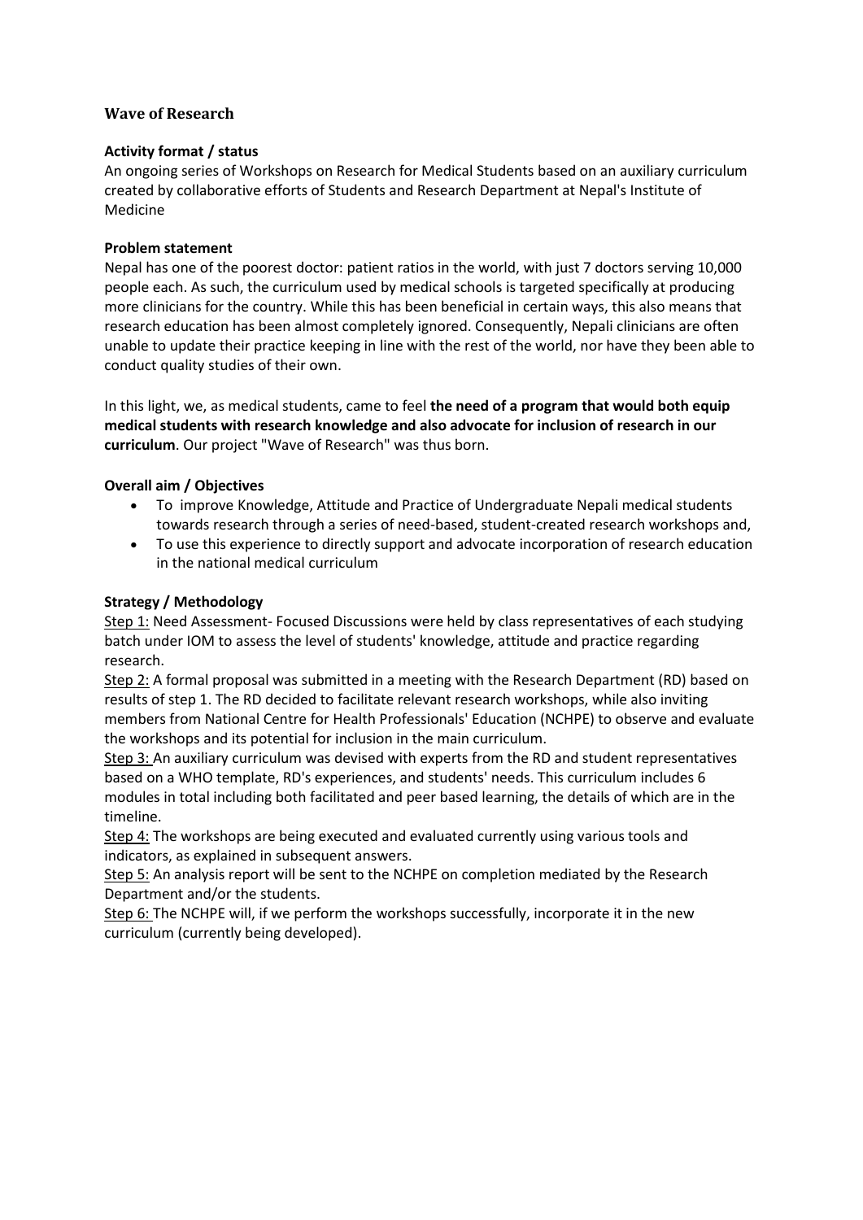## Wave of Research

**Activity format / status**

An ongoing series of Workshops on Research for Medical Students based on an auxiliary curriculum created by collaborative efforts of Students and Research Department at Nepal's Institute of Medicine

**Problem statement**

Nepal has one of the poorest doctor: patient ratios in the world, with just 7 doctors serving 10,000 people each. As such, the curriculum used by medical schools is targeted specifically at producing more clinicians for the country. While this has been beneficial in certain ways, this also means that research education has been almost completely ignored. Consequently, Nepali clinicians are often unable to update their practice keeping in line with the rest of the world, nor have they been able to conduct quality studies of their own.

In this light, we, as medical students, came to feel **the need of a program that would both equip medical students with research knowledge and also advocate for inclusion of research in our curriculum**. Our project "Wave of Research" was thus born.

**Overall aim / Objectives**

- To improve Knowledge, Attitude and Practice of Undergraduate Nepali medical students towards research through a series of need-based, student-created research workshops and,
- To use this experience to directly support and advocate incorporation of research education in the national medical curriculum

**Strategy / Methodology**

<u>Step 1:</u> Need Assessment- Focused Discussions were held by class representatives of each studying batch under IOM to assess the level of students' knowledge, attitude and practice regarding research.

<u>Step 2:</u> A formal proposal was submitted in a meeting with the Research Department (RD) based on results of step 1. The RD decided to facilitate relevant research workshops, while also inviting members from National Centre for Health Professionals' Education (NCHPE) to observe and evaluate the workshops and its potential for inclusion in the main curriculum.

<u>Step 3:</u> An auxiliary curriculum was devised with experts from the RD and student representatives based on a WHO template, RD's experiences, and students' needs. This curriculum includes 6 modules in total including both facilitated and peer based learning, the details of which are in the timeline.

<u>Step 4:</u> The workshops are being executed and evaluated currently using various tools and indicators, as explained in subsequent answers.

<u>Step 5:</u> An analysis report will be sent to the NCHPE on completion mediated by the Research Department and/or the students.

<u>Step 6:</u> The NCHPE will, if we perform the workshops successfully, incorporate it in the new curriculum (currently being developed).